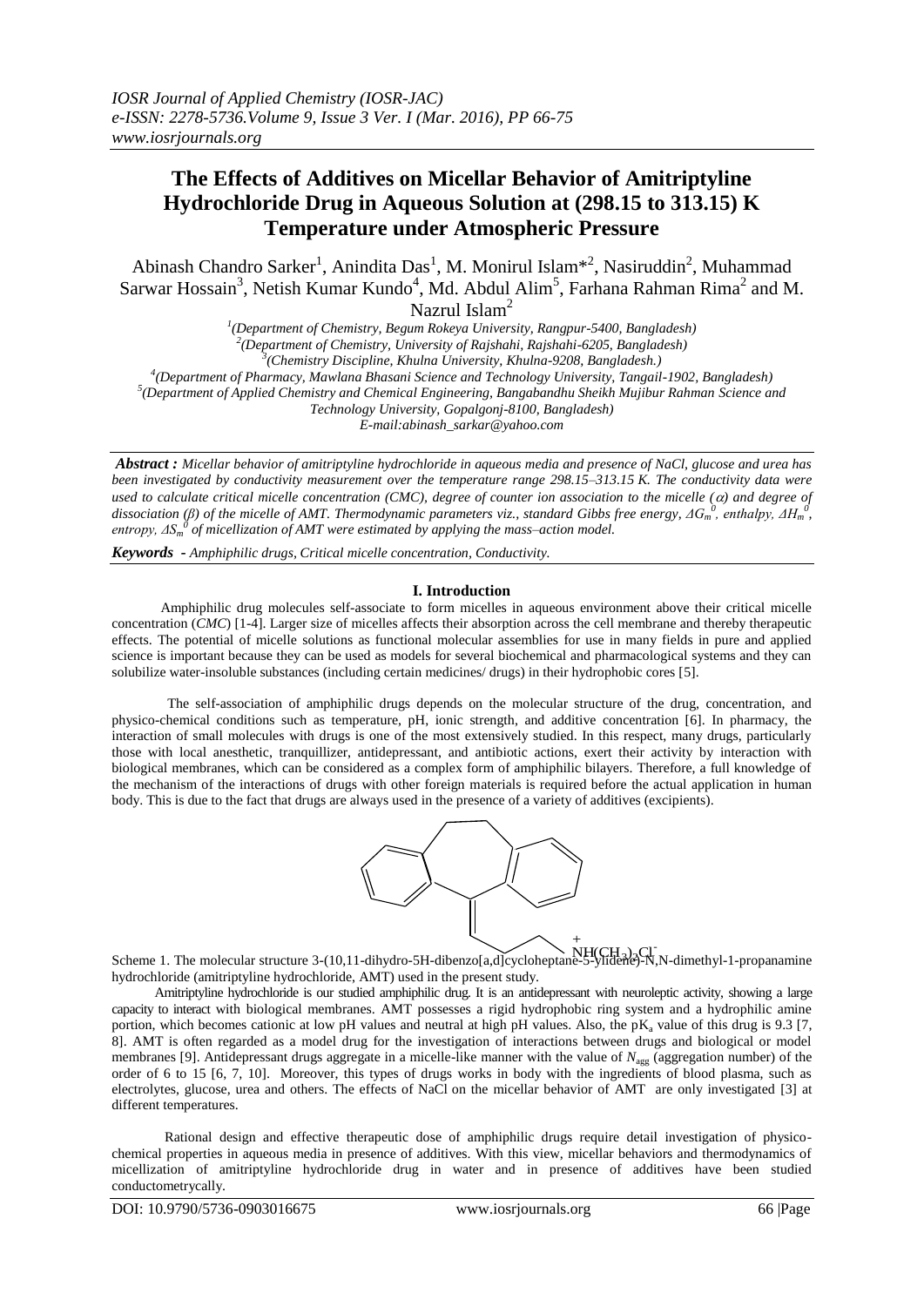*IOSR Journal of Applied Chemistry (IOSR-JAC)*
*e-ISSN: 2278-5736.Volume 9, Issue 3 Ver. I (Mar. 2016), PP 66-75*
*www.iosrjournals.org*

# The Effects of Additives on Micellar Behavior of Amitriptyline Hydrochloride Drug in Aqueous Solution at (298.15 to 313.15) K Temperature under Atmospheric Pressure

Abinash Chandro Sarker[1], Anindita Das[1], M. Monirul Islam*[2], Nasiruddin[2], Muhammad Sarwar Hossain[3], Netish Kumar Kundo[4], Md. Abdul Alim[5], Farhana Rahman Rima[2] and M. Nazrul Islam[2]

[1](Department of Chemistry, Begum Rokeya University, Rangpur-5400, Bangladesh)
[2](Department of Chemistry, University of Rajshahi, Rajshahi-6205, Bangladesh)
[3](Chemistry Discipline, Khulna University, Khulna-9208, Bangladesh.)
[4](Department of Pharmacy, Mawlana Bhasani Science and Technology University, Tangail-1902, Bangladesh)
[5](Department of Applied Chemistry and Chemical Engineering, Bangabandhu Sheikh Mujibur Rahman Science and Technology University, Gopalgonj-8100, Bangladesh)
E-mail:abinash_sarkar@yahoo.com

***Abstract :*** *Micellar behavior of amitriptyline hydrochloride in aqueous media and presence of NaCl, glucose and urea has been investigated by conductivity measurement over the temperature range 298.15–313.15 K. The conductivity data were used to calculate critical micelle concentration (CMC), degree of counter ion association to the micelle ($\alpha$) and degree of dissociation ($\beta$) of the micelle of AMT. Thermodynamic parameters viz., standard Gibbs free energy, $\Delta G_m^0$, enthalpy, $\Delta H_m^0$, entropy, $\Delta S_m^0$ of micellization of AMT were estimated by applying the mass–action model.*

***Keywords*** *- Amphiphilic drugs, Critical micelle concentration, Conductivity.*

## I. Introduction

Amphiphilic drug molecules self-associate to form micelles in aqueous environment above their critical micelle concentration (*CMC*) [1-4]. Larger size of micelles affects their absorption across the cell membrane and thereby therapeutic effects. The potential of micelle solutions as functional molecular assemblies for use in many fields in pure and applied science is important because they can be used as models for several biochemical and pharmacological systems and they can solubilize water-insoluble substances (including certain medicines/ drugs) in their hydrophobic cores [5].

The self-association of amphiphilic drugs depends on the molecular structure of the drug, concentration, and physico-chemical conditions such as temperature, pH, ionic strength, and additive concentration [6]. In pharmacy, the interaction of small molecules with drugs is one of the most extensively studied. In this respect, many drugs, particularly those with local anesthetic, tranquillizer, antidepressant, and antibiotic actions, exert their activity by interaction with biological membranes, which can be considered as a complex form of amphiphilic bilayers. Therefore, a full knowledge of the mechanism of the interactions of drugs with other foreign materials is required before the actual application in human body. This is due to the fact that drugs are always used in the presence of a variety of additives (excipients).

Scheme 1. The molecular structure 3-(10,11-dihydro-5H-dibenzo[a,d]cycloheptane-5-ylidene)-N,N-dimethyl-1-propanamine hydrochloride (amitriptyline hydrochloride, AMT) used in the present study.

Amitriptyline hydrochloride is our studied amphiphilic drug. It is an antidepressant with neuroleptic activity, showing a large capacity to interact with biological membranes. AMT possesses a rigid hydrophobic ring system and a hydrophilic amine portion, which becomes cationic at low pH values and neutral at high pH values. Also, the $pK_a$ value of this drug is 9.3 [7, 8]. AMT is often regarded as a model drug for the investigation of interactions between drugs and biological or model membranes [9]. Antidepressant drugs aggregate in a micelle-like manner with the value of $N_{agg}$ (aggregation number) of the order of 6 to 15 [6, 7, 10]. Moreover, this types of drugs works in body with the ingredients of blood plasma, such as electrolytes, glucose, urea and others. The effects of NaCl on the micellar behavior of AMT are only investigated [3] at different temperatures.

Rational design and effective therapeutic dose of amphiphilic drugs require detail investigation of physico-chemical properties in aqueous media in presence of additives. With this view, micellar behaviors and thermodynamics of micellization of amitriptyline hydrochloride drug in water and in presence of additives have been studied conductometrically.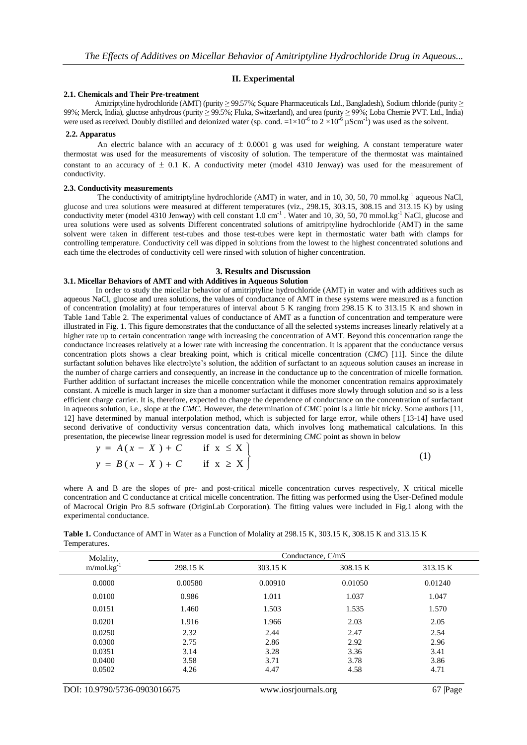## II. Experimental

### 2.1. Chemicals and Their Pre-treatment

Amitriptyline hydrochloride (AMT) (purity ≥ 99.57%; Square Pharmaceuticals Ltd., Bangladesh), Sodium chloride (purity ≥ 99%; Merck, India), glucose anhydrous (purity ≥ 99.5%; Fluka, Switzerland), and urea (purity ≥ 99%; Loba Chemie PVT. Ltd., India) were used as received. Doubly distilled and deionized water (sp. cond. $=1\times10^{-6}$ to $2\times10^{-6}$ $\mu Scm^{-1}$) was used as the solvent.

### 2.2. Apparatus

An electric balance with an accuracy of $\pm$ 0.0001 g was used for weighing. A constant temperature water thermostat was used for the measurements of viscosity of solution. The temperature of the thermostat was maintained constant to an accuracy of $\pm$ 0.1 K. A conductivity meter (model 4310 Jenway) was used for the measurement of conductivity.

### 2.3. Conductivity measurements

The conductivity of amitriptyline hydrochloride (AMT) in water, and in 10, 30, 50, 70 mmol.kg$^{-1}$ aqueous NaCl, glucose and urea solutions were measured at different temperatures (viz., 298.15, 303.15, 308.15 and 313.15 K) by using conductivity meter (model 4310 Jenway) with cell constant 1.0 cm$^{-1}$ . Water and 10, 30, 50, 70 mmol.kg$^{-1}$ NaCl, glucose and urea solutions were used as solvents Different concentrated solutions of amitriptyline hydrochloride (AMT) in the same solvent were taken in different test-tubes and those test-tubes were kept in thermostatic water bath with clamps for controlling temperature. Conductivity cell was dipped in solutions from the lowest to the highest concentrated solutions and each time the electrodes of conductivity cell were rinsed with solution of higher concentration.

## 3. Results and Discussion

### 3.1. Micellar Behaviors of AMT and with Additives in Aqueous Solution

In order to study the micellar behavior of amitriptyline hydrochloride (AMT) in water and with additives such as aqueous NaCl, glucose and urea solutions, the values of conductance of AMT in these systems were measured as a function of concentration (molality) at four temperatures of interval about 5 K ranging from 298.15 K to 313.15 K and shown in Table 1and Table 2. The experimental values of conductance of AMT as a function of concentration and temperature were illustrated in Fig. 1. This figure demonstrates that the conductance of all the selected systems increases linearly relatively at a higher rate up to certain concentration range with increasing the concentration of AMT. Beyond this concentration range the conductance increases relatively at a lower rate with increasing the concentration. It is apparent that the conductance versus concentration plots shows a clear breaking point, which is critical micelle concentration (*CMC*) [11]. Since the dilute surfactant solution behaves like electrolyte's solution, the addition of surfactant to an aqueous solution causes an increase in the number of charge carriers and consequently, an increase in the conductance up to the concentration of micelle formation. Further addition of surfactant increases the micelle concentration while the monomer concentration remains approximately constant. A micelle is much larger in size than a monomer surfactant it diffuses more slowly through solution and so is a less efficient charge carrier. It is, therefore, expected to change the dependence of conductance on the concentration of surfactant in aqueous solution, i.e., slope at the *CMC.* However, the determination of *CMC* point is a little bit tricky. Some authors [11, 12] have determined by manual interpolation method, which is subjected for large error, while others [13-14] have used second derivative of conductivity versus concentration data, which involves long mathematical calculations. In this presentation, the piecewise linear regression model is used for determining *CMC* point as shown in below

$$\left.\begin{aligned} y &= A(x - X) + C \qquad \text{if } x \le X \\ y &= B(x - X) + C \qquad \text{if } x \ge X \end{aligned}\right\} \tag{1}$$

where A and B are the slopes of pre- and post-critical micelle concentration curves respectively, X critical micelle concentration and C conductance at critical micelle concentration. The fitting was performed using the User-Defined module of Macrocal Origin Pro 8.5 software (OriginLab Corporation). The fitting values were included in Fig.1 along with the experimental conductance.

**Table 1.** Conductance of AMT in Water as a Function of Molality at 298.15 K, 303.15 K, 308.15 K and 313.15 K Temperatures.

| Molality, m/mol.kg$^{-1}$ | Conductance, C/mS | | | |
|---|---|---|---|---|
| | 298.15 K | 303.15 K | 308.15 K | 313.15 K |
| 0.0000 | 0.00580 | 0.00910 | 0.01050 | 0.01240 |
| 0.0100 | 0.986 | 1.011 | 1.037 | 1.047 |
| 0.0151 | 1.460 | 1.503 | 1.535 | 1.570 |
| 0.0201 | 1.916 | 1.966 | 2.03 | 2.05 |
| 0.0250 | 2.32 | 2.44 | 2.47 | 2.54 |
| 0.0300 | 2.75 | 2.86 | 2.92 | 2.96 |
| 0.0351 | 3.14 | 3.28 | 3.36 | 3.41 |
| 0.0400 | 3.58 | 3.71 | 3.78 | 3.86 |
| 0.0502 | 4.26 | 4.47 | 4.58 | 4.71 |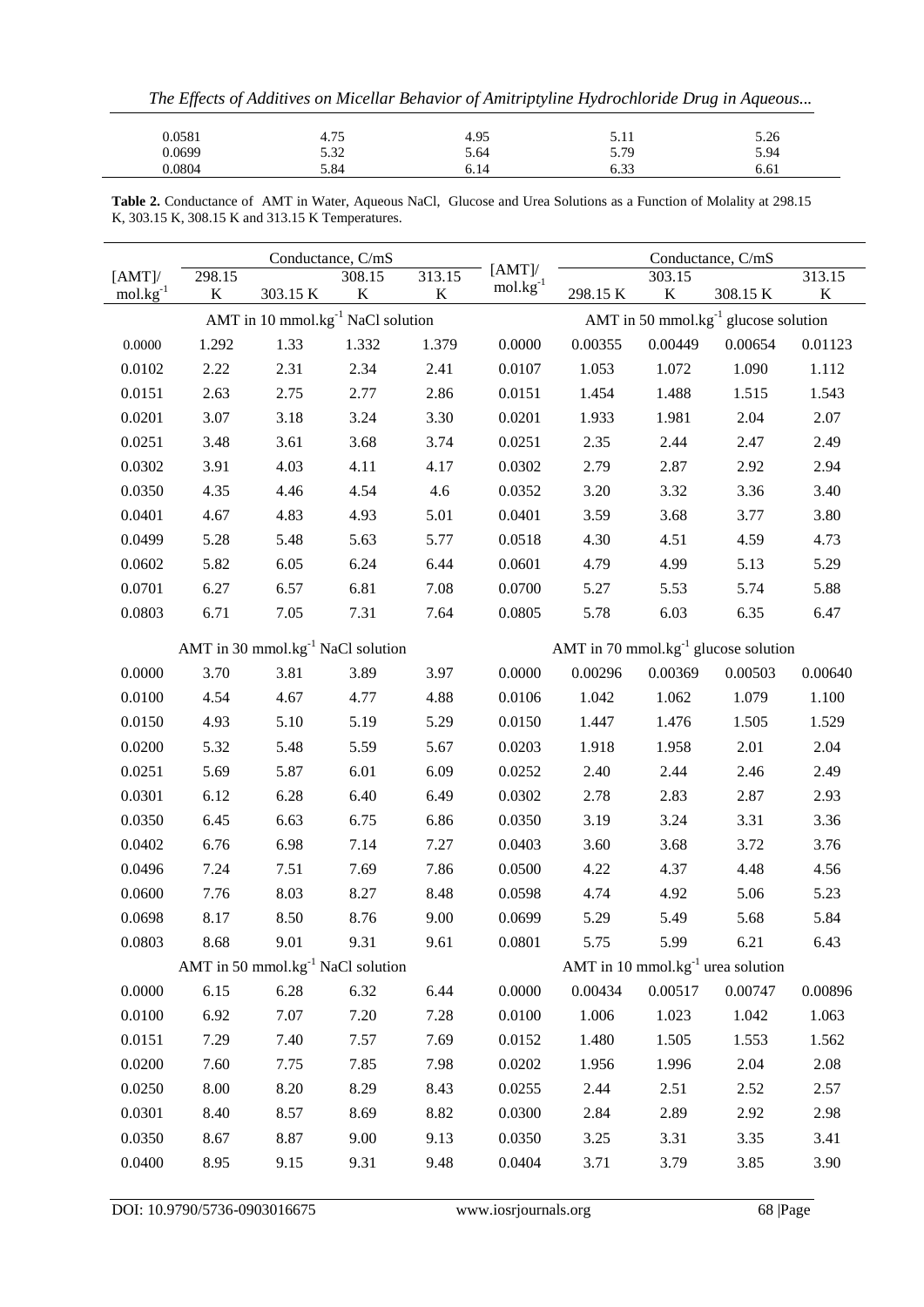| 0.0581 | 4.75 | 4.95 | 5.11 | 5.26 |
|---|---|---|---|---|
| 0.0699 | 5.32 | 5.64 | 5.79 | 5.94 |
| 0.0804 | 5.84 | 6.14 | 6.33 | 6.61 |

**Table 2.** Conductance of AMT in Water, Aqueous NaCl, Glucose and Urea Solutions as a Function of Molality at 298.15 K, 303.15 K, 308.15 K and 313.15 K Temperatures.

| [AMT]/ $mol.kg^{-1}$ | Conductance, C/mS | | | | [AMT]/ $mol.kg^{-1}$ | Conductance, C/mS | | | |
|---|---|---|---|---|---|---|---|---|---|
| | 298.15 K | 303.15 K | 308.15 K | 313.15 K | | 298.15 K | 303.15 K | 308.15 K | 313.15 K |
| AMT in 10 $mmol.kg^{-1}$ NaCl solution | | | | | AMT in 50 $mmol.kg^{-1}$ glucose solution | | | | |
| 0.0000 | 1.292 | 1.33 | 1.332 | 1.379 | 0.0000 | 0.00355 | 0.00449 | 0.00654 | 0.01123 |
| 0.0102 | 2.22 | 2.31 | 2.34 | 2.41 | 0.0107 | 1.053 | 1.072 | 1.090 | 1.112 |
| 0.0151 | 2.63 | 2.75 | 2.77 | 2.86 | 0.0151 | 1.454 | 1.488 | 1.515 | 1.543 |
| 0.0201 | 3.07 | 3.18 | 3.24 | 3.30 | 0.0201 | 1.933 | 1.981 | 2.04 | 2.07 |
| 0.0251 | 3.48 | 3.61 | 3.68 | 3.74 | 0.0251 | 2.35 | 2.44 | 2.47 | 2.49 |
| 0.0302 | 3.91 | 4.03 | 4.11 | 4.17 | 0.0302 | 2.79 | 2.87 | 2.92 | 2.94 |
| 0.0350 | 4.35 | 4.46 | 4.54 | 4.6 | 0.0352 | 3.20 | 3.32 | 3.36 | 3.40 |
| 0.0401 | 4.67 | 4.83 | 4.93 | 5.01 | 0.0401 | 3.59 | 3.68 | 3.77 | 3.80 |
| 0.0499 | 5.28 | 5.48 | 5.63 | 5.77 | 0.0518 | 4.30 | 4.51 | 4.59 | 4.73 |
| 0.0602 | 5.82 | 6.05 | 6.24 | 6.44 | 0.0601 | 4.79 | 4.99 | 5.13 | 5.29 |
| 0.0701 | 6.27 | 6.57 | 6.81 | 7.08 | 0.0700 | 5.27 | 5.53 | 5.74 | 5.88 |
| 0.0803 | 6.71 | 7.05 | 7.31 | 7.64 | 0.0805 | 5.78 | 6.03 | 6.35 | 6.47 |
| AMT in 30 $mmol.kg^{-1}$ NaCl solution | | | | | AMT in 70 $mmol.kg^{-1}$ glucose solution | | | | |
| 0.0000 | 3.70 | 3.81 | 3.89 | 3.97 | 0.0000 | 0.00296 | 0.00369 | 0.00503 | 0.00640 |
| 0.0100 | 4.54 | 4.67 | 4.77 | 4.88 | 0.0106 | 1.042 | 1.062 | 1.079 | 1.100 |
| 0.0150 | 4.93 | 5.10 | 5.19 | 5.29 | 0.0150 | 1.447 | 1.476 | 1.505 | 1.529 |
| 0.0200 | 5.32 | 5.48 | 5.59 | 5.67 | 0.0203 | 1.918 | 1.958 | 2.01 | 2.04 |
| 0.0251 | 5.69 | 5.87 | 6.01 | 6.09 | 0.0252 | 2.40 | 2.44 | 2.46 | 2.49 |
| 0.0301 | 6.12 | 6.28 | 6.40 | 6.49 | 0.0302 | 2.78 | 2.83 | 2.87 | 2.93 |
| 0.0350 | 6.45 | 6.63 | 6.75 | 6.86 | 0.0350 | 3.19 | 3.24 | 3.31 | 3.36 |
| 0.0402 | 6.76 | 6.98 | 7.14 | 7.27 | 0.0403 | 3.60 | 3.68 | 3.72 | 3.76 |
| 0.0496 | 7.24 | 7.51 | 7.69 | 7.86 | 0.0500 | 4.22 | 4.37 | 4.48 | 4.56 |
| 0.0600 | 7.76 | 8.03 | 8.27 | 8.48 | 0.0598 | 4.74 | 4.92 | 5.06 | 5.23 |
| 0.0698 | 8.17 | 8.50 | 8.76 | 9.00 | 0.0699 | 5.29 | 5.49 | 5.68 | 5.84 |
| 0.0803 | 8.68 | 9.01 | 9.31 | 9.61 | 0.0801 | 5.75 | 5.99 | 6.21 | 6.43 |
| AMT in 50 $mmol.kg^{-1}$ NaCl solution | | | | | AMT in 10 $mmol.kg^{-1}$ urea solution | | | | |
| 0.0000 | 6.15 | 6.28 | 6.32 | 6.44 | 0.0000 | 0.00434 | 0.00517 | 0.00747 | 0.00896 |
| 0.0100 | 6.92 | 7.07 | 7.20 | 7.28 | 0.0100 | 1.006 | 1.023 | 1.042 | 1.063 |
| 0.0151 | 7.29 | 7.40 | 7.57 | 7.69 | 0.0152 | 1.480 | 1.505 | 1.553 | 1.562 |
| 0.0200 | 7.60 | 7.75 | 7.85 | 7.98 | 0.0202 | 1.956 | 1.996 | 2.04 | 2.08 |
| 0.0250 | 8.00 | 8.20 | 8.29 | 8.43 | 0.0255 | 2.44 | 2.51 | 2.52 | 2.57 |
| 0.0301 | 8.40 | 8.57 | 8.69 | 8.82 | 0.0300 | 2.84 | 2.89 | 2.92 | 2.98 |
| 0.0350 | 8.67 | 8.87 | 9.00 | 9.13 | 0.0350 | 3.25 | 3.31 | 3.35 | 3.41 |
| 0.0400 | 8.95 | 9.15 | 9.31 | 9.48 | 0.0404 | 3.71 | 3.79 | 3.85 | 3.90 |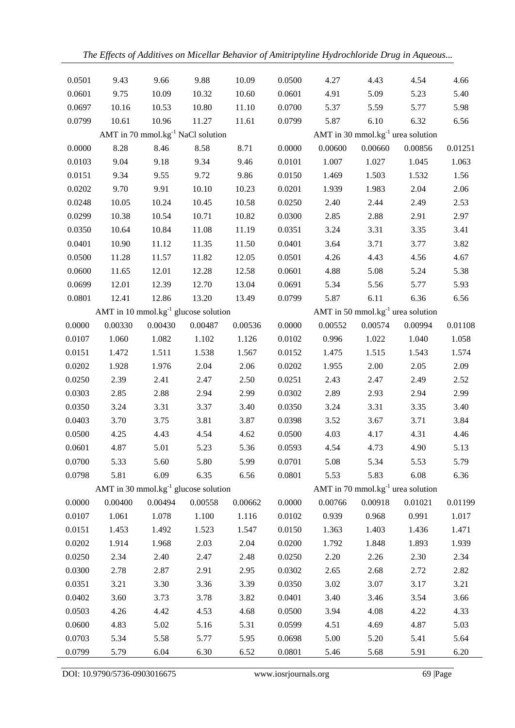| | | | | | | | | | |
|---|---|---|---|---|---|---|---|---|---|
| 0.0501 | 9.43 | 9.66 | 9.88 | 10.09 | 0.0500 | 4.27 | 4.43 | 4.54 | 4.66 |
| 0.0601 | 9.75 | 10.09 | 10.32 | 10.60 | 0.0601 | 4.91 | 5.09 | 5.23 | 5.40 |
| 0.0697 | 10.16 | 10.53 | 10.80 | 11.10 | 0.0700 | 5.37 | 5.59 | 5.77 | 5.98 |
| 0.0799 | 10.61 | 10.96 | 11.27 | 11.61 | 0.0799 | 5.87 | 6.10 | 6.32 | 6.56 |
| | AMT in 70 mmol.kg$^{-1}$ NaCl solution | | | | | AMT in 30 mmol.kg$^{-1}$ urea solution | | | |
| 0.0000 | 8.28 | 8.46 | 8.58 | 8.71 | 0.0000 | 0.00600 | 0.00660 | 0.00856 | 0.01251 |
| 0.0103 | 9.04 | 9.18 | 9.34 | 9.46 | 0.0101 | 1.007 | 1.027 | 1.045 | 1.063 |
| 0.0151 | 9.34 | 9.55 | 9.72 | 9.86 | 0.0150 | 1.469 | 1.503 | 1.532 | 1.56 |
| 0.0202 | 9.70 | 9.91 | 10.10 | 10.23 | 0.0201 | 1.939 | 1.983 | 2.04 | 2.06 |
| 0.0248 | 10.05 | 10.24 | 10.45 | 10.58 | 0.0250 | 2.40 | 2.44 | 2.49 | 2.53 |
| 0.0299 | 10.38 | 10.54 | 10.71 | 10.82 | 0.0300 | 2.85 | 2.88 | 2.91 | 2.97 |
| 0.0350 | 10.64 | 10.84 | 11.08 | 11.19 | 0.0351 | 3.24 | 3.31 | 3.35 | 3.41 |
| 0.0401 | 10.90 | 11.12 | 11.35 | 11.50 | 0.0401 | 3.64 | 3.71 | 3.77 | 3.82 |
| 0.0500 | 11.28 | 11.57 | 11.82 | 12.05 | 0.0501 | 4.26 | 4.43 | 4.56 | 4.67 |
| 0.0600 | 11.65 | 12.01 | 12.28 | 12.58 | 0.0601 | 4.88 | 5.08 | 5.24 | 5.38 |
| 0.0699 | 12.01 | 12.39 | 12.70 | 13.04 | 0.0691 | 5.34 | 5.56 | 5.77 | 5.93 |
| 0.0801 | 12.41 | 12.86 | 13.20 | 13.49 | 0.0799 | 5.87 | 6.11 | 6.36 | 6.56 |
| | AMT in 10 mmol.kg$^{-1}$ glucose solution | | | | | AMT in 50 mmol.kg$^{-1}$ urea solution | | | |
| 0.0000 | 0.00330 | 0.00430 | 0.00487 | 0.00536 | 0.0000 | 0.00552 | 0.00574 | 0.00994 | 0.01108 |
| 0.0107 | 1.060 | 1.082 | 1.102 | 1.126 | 0.0102 | 0.996 | 1.022 | 1.040 | 1.058 |
| 0.0151 | 1.472 | 1.511 | 1.538 | 1.567 | 0.0152 | 1.475 | 1.515 | 1.543 | 1.574 |
| 0.0202 | 1.928 | 1.976 | 2.04 | 2.06 | 0.0202 | 1.955 | 2.00 | 2.05 | 2.09 |
| 0.0250 | 2.39 | 2.41 | 2.47 | 2.50 | 0.0251 | 2.43 | 2.47 | 2.49 | 2.52 |
| 0.0303 | 2.85 | 2.88 | 2.94 | 2.99 | 0.0302 | 2.89 | 2.93 | 2.94 | 2.99 |
| 0.0350 | 3.24 | 3.31 | 3.37 | 3.40 | 0.0350 | 3.24 | 3.31 | 3.35 | 3.40 |
| 0.0403 | 3.70 | 3.75 | 3.81 | 3.87 | 0.0398 | 3.52 | 3.67 | 3.71 | 3.84 |
| 0.0500 | 4.25 | 4.43 | 4.54 | 4.62 | 0.0500 | 4.03 | 4.17 | 4.31 | 4.46 |
| 0.0601 | 4.87 | 5.01 | 5.23 | 5.36 | 0.0593 | 4.54 | 4.73 | 4.90 | 5.13 |
| 0.0700 | 5.33 | 5.60 | 5.80 | 5.99 | 0.0701 | 5.08 | 5.34 | 5.53 | 5.79 |
| 0.0798 | 5.81 | 6.09 | 6.35 | 6.56 | 0.0801 | 5.53 | 5.83 | 6.08 | 6.36 |
| | AMT in 30 mmol.kg$^{-1}$ glucose solution | | | | | AMT in 70 mmol.kg$^{-1}$ urea solution | | | |
| 0.0000 | 0.00400 | 0.00494 | 0.00558 | 0.00662 | 0.0000 | 0.00766 | 0.00918 | 0.01021 | 0.01199 |
| 0.0107 | 1.061 | 1.078 | 1.100 | 1.116 | 0.0102 | 0.939 | 0.968 | 0.991 | 1.017 |
| 0.0151 | 1.453 | 1.492 | 1.523 | 1.547 | 0.0150 | 1.363 | 1.403 | 1.436 | 1.471 |
| 0.0202 | 1.914 | 1.968 | 2.03 | 2.04 | 0.0200 | 1.792 | 1.848 | 1.893 | 1.939 |
| 0.0250 | 2.34 | 2.40 | 2.47 | 2.48 | 0.0250 | 2.20 | 2.26 | 2.30 | 2.34 |
| 0.0300 | 2.78 | 2.87 | 2.91 | 2.95 | 0.0302 | 2.65 | 2.68 | 2.72 | 2.82 |
| 0.0351 | 3.21 | 3.30 | 3.36 | 3.39 | 0.0350 | 3.02 | 3.07 | 3.17 | 3.21 |
| 0.0402 | 3.60 | 3.73 | 3.78 | 3.82 | 0.0401 | 3.40 | 3.46 | 3.54 | 3.66 |
| 0.0503 | 4.26 | 4.42 | 4.53 | 4.68 | 0.0500 | 3.94 | 4.08 | 4.22 | 4.33 |
| 0.0600 | 4.83 | 5.02 | 5.16 | 5.31 | 0.0599 | 4.51 | 4.69 | 4.87 | 5.03 |
| 0.0703 | 5.34 | 5.58 | 5.77 | 5.95 | 0.0698 | 5.00 | 5.20 | 5.41 | 5.64 |
| 0.0799 | 5.79 | 6.04 | 6.30 | 6.52 | 0.0801 | 5.46 | 5.68 | 5.91 | 6.20 |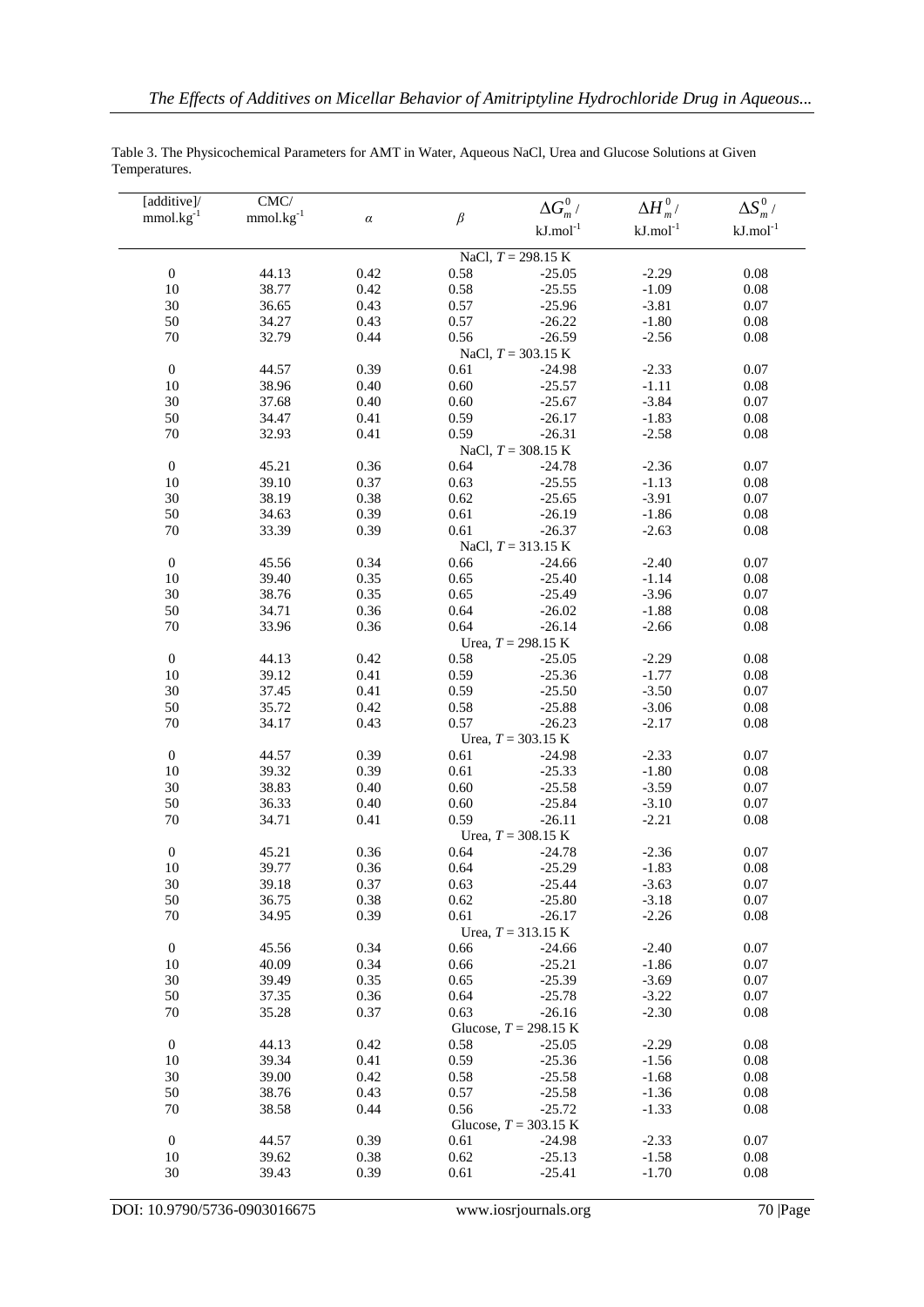Table 3. The Physicochemical Parameters for AMT in Water, Aqueous NaCl, Urea and Glucose Solutions at Given Temperatures.

| [additive]/ $mmol.kg^{-1}$ | CMC/ $mmol.kg^{-1}$ | $\alpha$ | $\beta$ | $\Delta G_m^0$ / $kJ.mol^{-1}$ | $\Delta H_m^0$ / $kJ.mol^{-1}$ | $\Delta S_m^0$ / $kJ.mol^{-1}$ |
|---|---|---|---|---|---|---|
| | | | NaCl, $T$ = 298.15 K | | | |
| 0 | 44.13 | 0.42 | 0.58 | -25.05 | -2.29 | 0.08 |
| 10 | 38.77 | 0.42 | 0.58 | -25.55 | -1.09 | 0.08 |
| 30 | 36.65 | 0.43 | 0.57 | -25.96 | -3.81 | 0.07 |
| 50 | 34.27 | 0.43 | 0.57 | -26.22 | -1.80 | 0.08 |
| 70 | 32.79 | 0.44 | 0.56 | -26.59 | -2.56 | 0.08 |
| | | | NaCl, $T$ = 303.15 K | | | |
| 0 | 44.57 | 0.39 | 0.61 | -24.98 | -2.33 | 0.07 |
| 10 | 38.96 | 0.40 | 0.60 | -25.57 | -1.11 | 0.08 |
| 30 | 37.68 | 0.40 | 0.60 | -25.67 | -3.84 | 0.07 |
| 50 | 34.47 | 0.41 | 0.59 | -26.17 | -1.83 | 0.08 |
| 70 | 32.93 | 0.41 | 0.59 | -26.31 | -2.58 | 0.08 |
| | | | NaCl, $T$ = 308.15 K | | | |
| 0 | 45.21 | 0.36 | 0.64 | -24.78 | -2.36 | 0.07 |
| 10 | 39.10 | 0.37 | 0.63 | -25.55 | -1.13 | 0.08 |
| 30 | 38.19 | 0.38 | 0.62 | -25.65 | -3.91 | 0.07 |
| 50 | 34.63 | 0.39 | 0.61 | -26.19 | -1.86 | 0.08 |
| 70 | 33.39 | 0.39 | 0.61 | -26.37 | -2.63 | 0.08 |
| | | | NaCl, $T$ = 313.15 K | | | |
| 0 | 45.56 | 0.34 | 0.66 | -24.66 | -2.40 | 0.07 |
| 10 | 39.40 | 0.35 | 0.65 | -25.40 | -1.14 | 0.08 |
| 30 | 38.76 | 0.35 | 0.65 | -25.49 | -3.96 | 0.07 |
| 50 | 34.71 | 0.36 | 0.64 | -26.02 | -1.88 | 0.08 |
| 70 | 33.96 | 0.36 | 0.64 | -26.14 | -2.66 | 0.08 |
| | | | Urea, $T$ = 298.15 K | | | |
| 0 | 44.13 | 0.42 | 0.58 | -25.05 | -2.29 | 0.08 |
| 10 | 39.12 | 0.41 | 0.59 | -25.36 | -1.77 | 0.08 |
| 30 | 37.45 | 0.41 | 0.59 | -25.50 | -3.50 | 0.07 |
| 50 | 35.72 | 0.42 | 0.58 | -25.88 | -3.06 | 0.08 |
| 70 | 34.17 | 0.43 | 0.57 | -26.23 | -2.17 | 0.08 |
| | | | Urea, $T$ = 303.15 K | | | |
| 0 | 44.57 | 0.39 | 0.61 | -24.98 | -2.33 | 0.07 |
| 10 | 39.32 | 0.39 | 0.61 | -25.33 | -1.80 | 0.08 |
| 30 | 38.83 | 0.40 | 0.60 | -25.58 | -3.59 | 0.07 |
| 50 | 36.33 | 0.40 | 0.60 | -25.84 | -3.10 | 0.07 |
| 70 | 34.71 | 0.41 | 0.59 | -26.11 | -2.21 | 0.08 |
| | | | Urea, $T$ = 308.15 K | | | |
| 0 | 45.21 | 0.36 | 0.64 | -24.78 | -2.36 | 0.07 |
| 10 | 39.77 | 0.36 | 0.64 | -25.29 | -1.83 | 0.08 |
| 30 | 39.18 | 0.37 | 0.63 | -25.44 | -3.63 | 0.07 |
| 50 | 36.75 | 0.38 | 0.62 | -25.80 | -3.18 | 0.07 |
| 70 | 34.95 | 0.39 | 0.61 | -26.17 | -2.26 | 0.08 |
| | | | Urea, $T$ = 313.15 K | | | |
| 0 | 45.56 | 0.34 | 0.66 | -24.66 | -2.40 | 0.07 |
| 10 | 40.09 | 0.34 | 0.66 | -25.21 | -1.86 | 0.07 |
| 30 | 39.49 | 0.35 | 0.65 | -25.39 | -3.69 | 0.07 |
| 50 | 37.35 | 0.36 | 0.64 | -25.78 | -3.22 | 0.07 |
| 70 | 35.28 | 0.37 | 0.63 | -26.16 | -2.30 | 0.08 |
| | | | Glucose, $T$ = 298.15 K | | | |
| 0 | 44.13 | 0.42 | 0.58 | -25.05 | -2.29 | 0.08 |
| 10 | 39.34 | 0.41 | 0.59 | -25.36 | -1.56 | 0.08 |
| 30 | 39.00 | 0.42 | 0.58 | -25.58 | -1.68 | 0.08 |
| 50 | 38.76 | 0.43 | 0.57 | -25.58 | -1.36 | 0.08 |
| 70 | 38.58 | 0.44 | 0.56 | -25.72 | -1.33 | 0.08 |
| | | | Glucose, $T$ = 303.15 K | | | |
| 0 | 44.57 | 0.39 | 0.61 | -24.98 | -2.33 | 0.07 |
| 10 | 39.62 | 0.38 | 0.62 | -25.13 | -1.58 | 0.08 |
| 30 | 39.43 | 0.39 | 0.61 | -25.41 | -1.70 | 0.08 |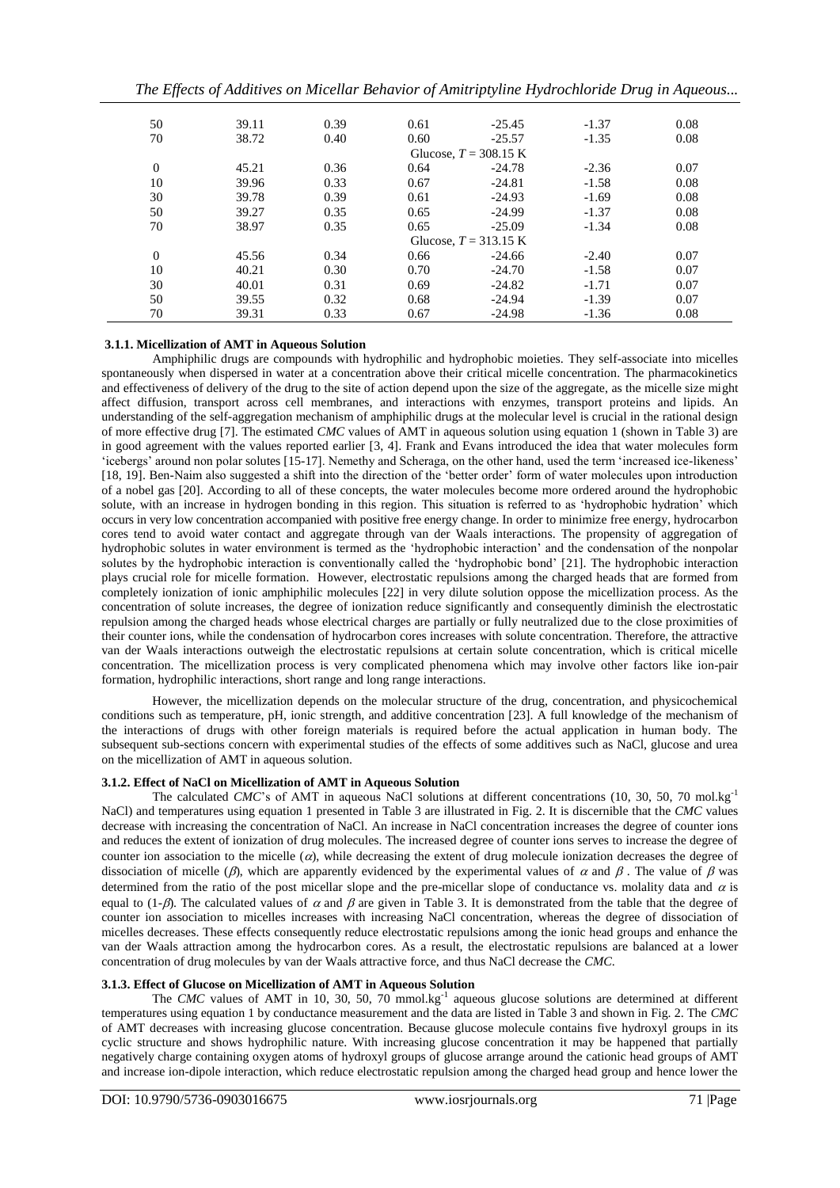| | | | | | | |
|---|---|---|---|---|---|---|
| 50 | 39.11 | 0.39 | 0.61 | -25.45 | -1.37 | 0.08 |
| 70 | 38.72 | 0.40 | 0.60 | -25.57 | -1.35 | 0.08 |
| | | | Glucose, $T$ = 308.15 K | | | |
| 0 | 45.21 | 0.36 | 0.64 | -24.78 | -2.36 | 0.07 |
| 10 | 39.96 | 0.33 | 0.67 | -24.81 | -1.58 | 0.08 |
| 30 | 39.78 | 0.39 | 0.61 | -24.93 | -1.69 | 0.08 |
| 50 | 39.27 | 0.35 | 0.65 | -24.99 | -1.37 | 0.08 |
| 70 | 38.97 | 0.35 | 0.65 | -25.09 | -1.34 | 0.08 |
| | | | Glucose, $T$ = 313.15 K | | | |
| 0 | 45.56 | 0.34 | 0.66 | -24.66 | -2.40 | 0.07 |
| 10 | 40.21 | 0.30 | 0.70 | -24.70 | -1.58 | 0.07 |
| 30 | 40.01 | 0.31 | 0.69 | -24.82 | -1.71 | 0.07 |
| 50 | 39.55 | 0.32 | 0.68 | -24.94 | -1.39 | 0.07 |
| 70 | 39.31 | 0.33 | 0.67 | -24.98 | -1.36 | 0.08 |

#### 3.1.1. Micellization of AMT in Aqueous Solution

Amphiphilic drugs are compounds with hydrophilic and hydrophobic moieties. They self-associate into micelles spontaneously when dispersed in water at a concentration above their critical micelle concentration. The pharmacokinetics and effectiveness of delivery of the drug to the site of action depend upon the size of the aggregate, as the micelle size might affect diffusion, transport across cell membranes, and interactions with enzymes, transport proteins and lipids. An understanding of the self-aggregation mechanism of amphiphilic drugs at the molecular level is crucial in the rational design of more effective drug [7]. The estimated *CMC* values of AMT in aqueous solution using equation 1 (shown in Table 3) are in good agreement with the values reported earlier [3, 4]. Frank and Evans introduced the idea that water molecules form 'icebergs' around non polar solutes [15-17]. Nemethy and Scheraga, on the other hand, used the term 'increased ice-likeness' [18, 19]. Ben-Naim also suggested a shift into the direction of the 'better order' form of water molecules upon introduction of a nobel gas [20]. According to all of these concepts, the water molecules become more ordered around the hydrophobic solute, with an increase in hydrogen bonding in this region. This situation is referred to as 'hydrophobic hydration' which occurs in very low concentration accompanied with positive free energy change. In order to minimize free energy, hydrocarbon cores tend to avoid water contact and aggregate through van der Waals interactions. The propensity of aggregation of hydrophobic solutes in water environment is termed as the 'hydrophobic interaction' and the condensation of the nonpolar solutes by the hydrophobic interaction is conventionally called the 'hydrophobic bond' [21]. The hydrophobic interaction plays crucial role for micelle formation. However, electrostatic repulsions among the charged heads that are formed from completely ionization of ionic amphiphilic molecules [22] in very dilute solution oppose the micellization process. As the concentration of solute increases, the degree of ionization reduce significantly and consequently diminish the electrostatic repulsion among the charged heads whose electrical charges are partially or fully neutralized due to the close proximities of their counter ions, while the condensation of hydrocarbon cores increases with solute concentration. Therefore, the attractive van der Waals interactions outweigh the electrostatic repulsions at certain solute concentration, which is critical micelle concentration. The micellization process is very complicated phenomena which may involve other factors like ion-pair formation, hydrophilic interactions, short range and long range interactions.

However, the micellization depends on the molecular structure of the drug, concentration, and physicochemical conditions such as temperature, pH, ionic strength, and additive concentration [23]. A full knowledge of the mechanism of the interactions of drugs with other foreign materials is required before the actual application in human body. The subsequent sub-sections concern with experimental studies of the effects of some additives such as NaCl, glucose and urea on the micellization of AMT in aqueous solution.

#### 3.1.2. Effect of NaCl on Micellization of AMT in Aqueous Solution

The calculated *CMC*'s of AMT in aqueous NaCl solutions at different concentrations (10, 30, 50, 70 mol.kg$^{-1}$ NaCl) and temperatures using equation 1 presented in Table 3 are illustrated in Fig. 2. It is discernible that the *CMC* values decrease with increasing the concentration of NaCl. An increase in NaCl concentration increases the degree of counter ions and reduces the extent of ionization of drug molecules. The increased degree of counter ions serves to increase the degree of counter ion association to the micelle ($\alpha$), while decreasing the extent of drug molecule ionization decreases the degree of dissociation of micelle ($\beta$), which are apparently evidenced by the experimental values of $\alpha$ and $\beta$ . The value of $\beta$ was determined from the ratio of the post micellar slope and the pre-micellar slope of conductance vs. molality data and $\alpha$ is equal to (1-$\beta$). The calculated values of $\alpha$ and $\beta$ are given in Table 3. It is demonstrated from the table that the degree of counter ion association to micelles increases with increasing NaCl concentration, whereas the degree of dissociation of micelles decreases. These effects consequently reduce electrostatic repulsions among the ionic head groups and enhance the van der Waals attraction among the hydrocarbon cores. As a result, the electrostatic repulsions are balanced at a lower concentration of drug molecules by van der Waals attractive force, and thus NaCl decrease the *CMC*.

#### 3.1.3. Effect of Glucose on Micellization of AMT in Aqueous Solution

The *CMC* values of AMT in 10, 30, 50, 70 mmol.kg$^{-1}$ aqueous glucose solutions are determined at different temperatures using equation 1 by conductance measurement and the data are listed in Table 3 and shown in Fig. 2. The *CMC* of AMT decreases with increasing glucose concentration. Because glucose molecule contains five hydroxyl groups in its cyclic structure and shows hydrophilic nature. With increasing glucose concentration it may be happened that partially negatively charge containing oxygen atoms of hydroxyl groups of glucose arrange around the cationic head groups of AMT and increase ion-dipole interaction, which reduce electrostatic repulsion among the charged head group and hence lower the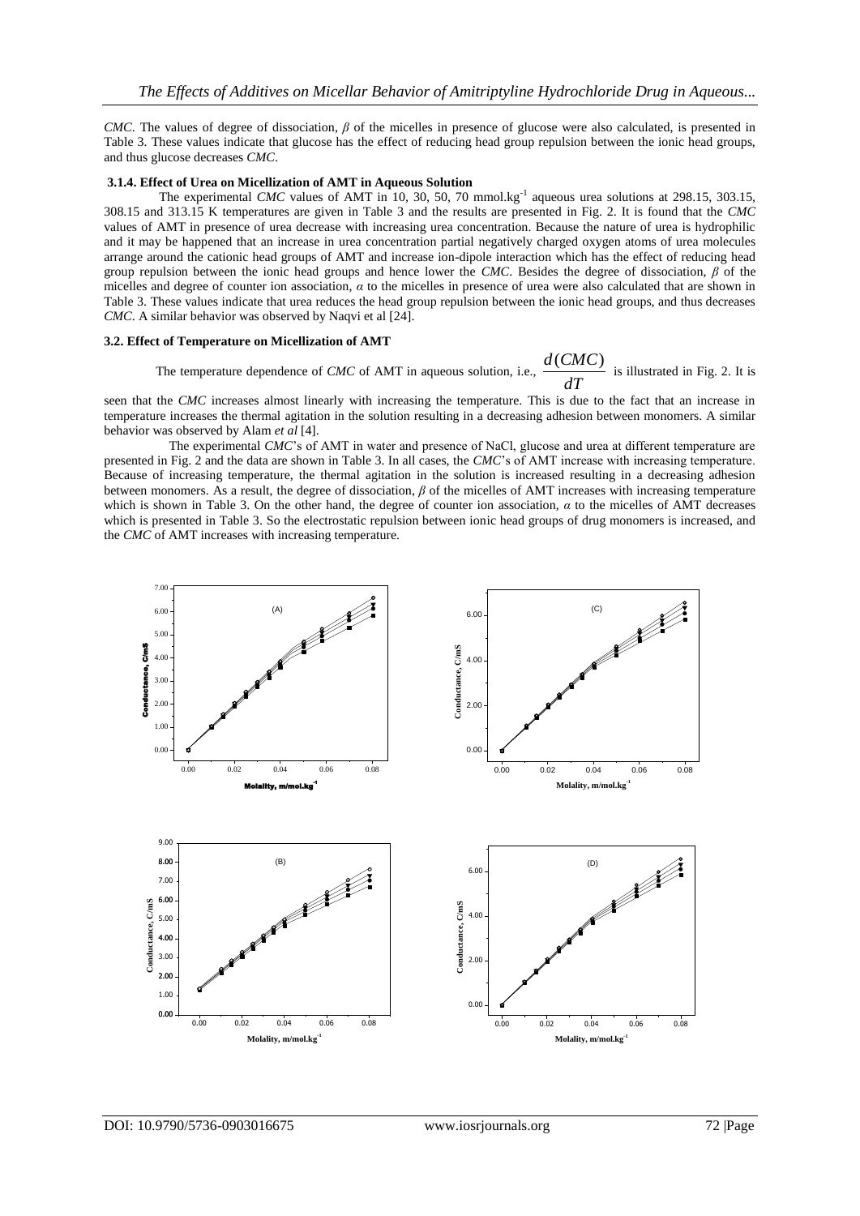*CMC*. The values of degree of dissociation, $\beta$ of the micelles in presence of glucose were also calculated, is presented in Table 3. These values indicate that glucose has the effect of reducing head group repulsion between the ionic head groups, and thus glucose decreases *CMC*.

### 3.1.4. Effect of Urea on Micellization of AMT in Aqueous Solution

The experimental *CMC* values of AMT in 10, 30, 50, 70 mmol.kg$^{-1}$ aqueous urea solutions at 298.15, 303.15, 308.15 and 313.15 K temperatures are given in Table 3 and the results are presented in Fig. 2. It is found that the *CMC* values of AMT in presence of urea decrease with increasing urea concentration. Because the nature of urea is hydrophilic and it may be happened that an increase in urea concentration partial negatively charged oxygen atoms of urea molecules arrange around the cationic head groups of AMT and increase ion-dipole interaction which has the effect of reducing head group repulsion between the ionic head groups and hence lower the *CMC*. Besides the degree of dissociation, $\beta$ of the micelles and degree of counter ion association, $\alpha$ to the micelles in presence of urea were also calculated that are shown in Table 3. These values indicate that urea reduces the head group repulsion between the ionic head groups, and thus decreases *CMC*. A similar behavior was observed by Naqvi et al [24].

### 3.2. Effect of Temperature on Micellization of AMT

The temperature dependence of *CMC* of AMT in aqueous solution, i.e., $\frac{d(CMC)}{dT}$ is illustrated in Fig. 2. It is seen that the *CMC* increases almost linearly with increasing the temperature. This is due to the fact that an increase in temperature increases the thermal agitation in the solution resulting in a decreasing adhesion between monomers. A similar behavior was observed by Alam *et al* [4].

The experimental *CMC*'s of AMT in water and presence of NaCl, glucose and urea at different temperature are presented in Fig. 2 and the data are shown in Table 3. In all cases, the *CMC*'s of AMT increase with increasing temperature. Because of increasing temperature, the thermal agitation in the solution is increased resulting in a decreasing adhesion between monomers. As a result, the degree of dissociation, $\beta$ of the micelles of AMT increases with increasing temperature which is shown in Table 3. On the other hand, the degree of counter ion association, $\alpha$ to the micelles of AMT decreases which is presented in Table 3. So the electrostatic repulsion between ionic head groups of drug monomers is increased, and the *CMC* of AMT increases with increasing temperature.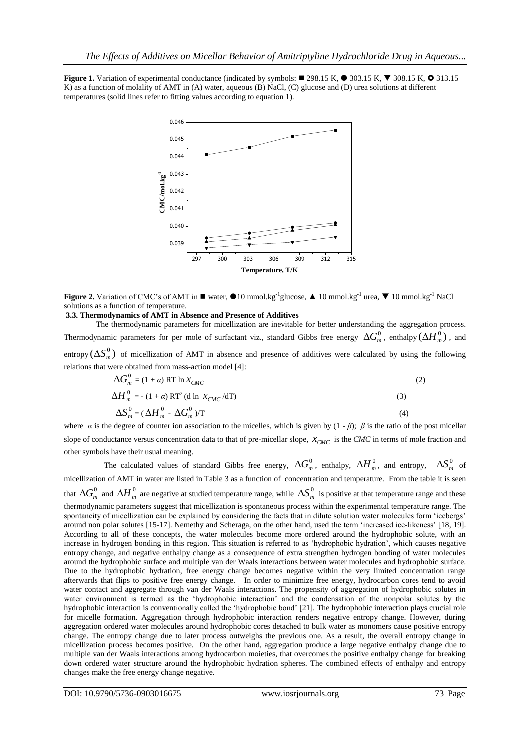**Figure 1.** Variation of experimental conductance (indicated by symbols: ■ 298.15 K, ● 303.15 K, ▼ 308.15 K, ✪ 313.15 K) as a function of molality of AMT in (A) water, aqueous (B) NaCl, (C) glucose and (D) urea solutions at different temperatures (solid lines refer to fitting values according to equation 1).

**Figure 2.** Variation of CMC's of AMT in ■ water, ●10 mmol.kg$^{-1}$glucose, ▲ 10 mmol.kg$^{-1}$ urea, ▼ 10 mmol.kg$^{-1}$ NaCl solutions as a function of temperature.

### 3.3. Thermodynamics of AMT in Absence and Presence of Additives

The thermodynamic parameters for micellization are inevitable for better understanding the aggregation process. Thermodynamic parameters for per mole of surfactant viz., standard Gibbs free energy $\Delta G_m^0$, enthalpy $(\Delta H_m^0)$, and entropy $(\Delta S_m^0)$ of micellization of AMT in absence and presence of additives were calculated by using the following relations that were obtained from mass-action model [4]:

$$\Delta G_m^0 = (1 + \alpha)\, RT \ln x_{CMC} \tag{2}$$

$$\Delta H_m^0 = -(1 + \alpha)\, RT^2 (d \ln x_{CMC} / dT) \tag{3}$$

$$\Delta S_m^0 = (\Delta H_m^0 - \Delta G_m^0)/T \tag{4}$$

where $\alpha$ is the degree of counter ion association to the micelles, which is given by $(1 - \beta)$; $\beta$ is the ratio of the post micellar slope of conductance versus concentration data to that of pre-micellar slope, $x_{CMC}$ is the *CMC* in terms of mole fraction and other symbols have their usual meaning.

The calculated values of standard Gibbs free energy, $\Delta G_m^0$, enthalpy, $\Delta H_m^0$, and entropy, $\Delta S_m^0$ of micellization of AMT in water are listed in Table 3 as a function of concentration and temperature. From the table it is seen that $\Delta G_m^0$ and $\Delta H_m^0$ are negative at studied temperature range, while $\Delta S_m^0$ is positive at that temperature range and these thermodynamic parameters suggest that micellization is spontaneous process within the experimental temperature range. The spontaneity of micellization can be explained by considering the facts that in dilute solution water molecules form 'icebergs' around non polar solutes [15-17]. Nemethy and Scheraga, on the other hand, used the term 'increased ice-likeness' [18, 19]. According to all of these concepts, the water molecules become more ordered around the hydrophobic solute, with an increase in hydrogen bonding in this region. This situation is referred to as 'hydrophobic hydration', which causes negative entropy change, and negative enthalpy change as a consequence of extra strengthen hydrogen bonding of water molecules around the hydrophobic surface and multiple van der Waals interactions between water molecules and hydrophobic surface. Due to the hydrophobic hydration, free energy change becomes negative within the very limited concentration range afterwards that flips to positive free energy change. In order to minimize free energy, hydrocarbon cores tend to avoid water contact and aggregate through van der Waals interactions. The propensity of aggregation of hydrophobic solutes in water environment is termed as the 'hydrophobic interaction' and the condensation of the nonpolar solutes by the hydrophobic interaction is conventionally called the 'hydrophobic bond' [21]. The hydrophobic interaction plays crucial role for micelle formation. Aggregation through hydrophobic interaction renders negative entropy change. However, during aggregation ordered water molecules around hydrophobic cores detached to bulk water as monomers cause positive entropy change. The entropy change due to later process outweighs the previous one. As a result, the overall entropy change in micellization process becomes positive. On the other hand, aggregation produce a large negative enthalpy change due to multiple van der Waals interactions among hydrocarbon moieties, that overcomes the positive enthalpy change for breaking down ordered water structure around the hydrophobic hydration spheres. The combined effects of enthalpy and entropy changes make the free energy change negative.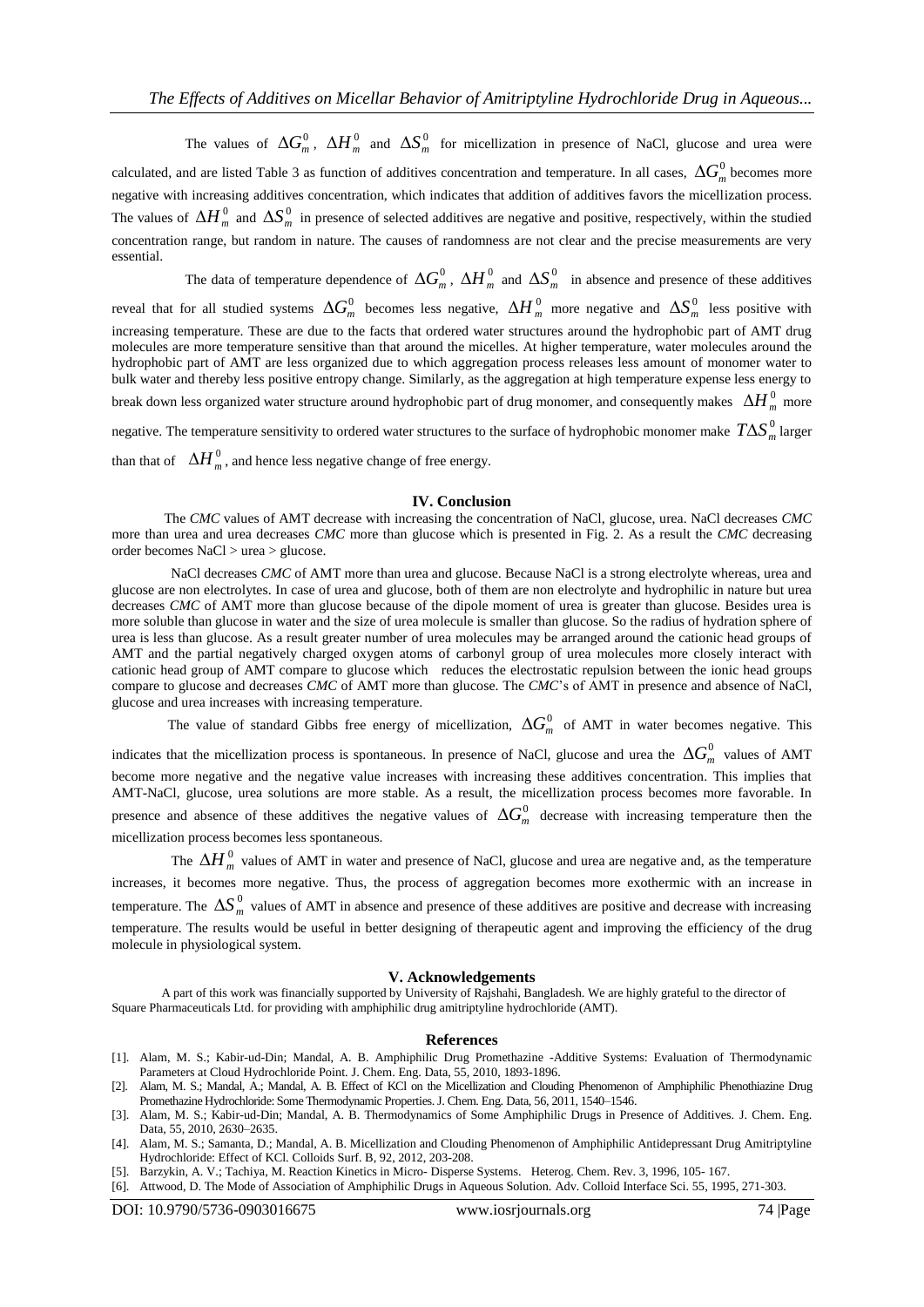The values of $\Delta G_m^0$, $\Delta H_m^0$ and $\Delta S_m^0$ for micellization in presence of NaCl, glucose and urea were calculated, and are listed Table 3 as function of additives concentration and temperature. In all cases, $\Delta G_m^0$ becomes more negative with increasing additives concentration, which indicates that addition of additives favors the micellization process. The values of $\Delta H_m^0$ and $\Delta S_m^0$ in presence of selected additives are negative and positive, respectively, within the studied concentration range, but random in nature. The causes of randomness are not clear and the precise measurements are very essential.

The data of temperature dependence of $\Delta G_m^0$, $\Delta H_m^0$ and $\Delta S_m^0$ in absence and presence of these additives reveal that for all studied systems $\Delta G_m^0$ becomes less negative, $\Delta H_m^0$ more negative and $\Delta S_m^0$ less positive with increasing temperature. These are due to the facts that ordered water structures around the hydrophobic part of AMT drug molecules are more temperature sensitive than that around the micelles. At higher temperature, water molecules around the hydrophobic part of AMT are less organized due to which aggregation process releases less amount of monomer water to bulk water and thereby less positive entropy change. Similarly, as the aggregation at high temperature expense less energy to break down less organized water structure around hydrophobic part of drug monomer, and consequently makes $\Delta H_m^0$ more negative. The temperature sensitivity to ordered water structures to the surface of hydrophobic monomer make $T\Delta S_m^0$ larger than that of $\Delta H_m^0$, and hence less negative change of free energy.

## IV. Conclusion

The *CMC* values of AMT decrease with increasing the concentration of NaCl, glucose, urea. NaCl decreases *CMC* more than urea and urea decreases *CMC* more than glucose which is presented in Fig. 2. As a result the *CMC* decreasing order becomes NaCl > urea > glucose.

NaCl decreases *CMC* of AMT more than urea and glucose. Because NaCl is a strong electrolyte whereas, urea and glucose are non electrolytes. In case of urea and glucose, both of them are non electrolyte and hydrophilic in nature but urea decreases *CMC* of AMT more than glucose because of the dipole moment of urea is greater than glucose. Besides urea is more soluble than glucose in water and the size of urea molecule is smaller than glucose. So the radius of hydration sphere of urea is less than glucose. As a result greater number of urea molecules may be arranged around the cationic head groups of AMT and the partial negatively charged oxygen atoms of carbonyl group of urea molecules more closely interact with cationic head group of AMT compare to glucose which reduces the electrostatic repulsion between the ionic head groups compare to glucose and decreases *CMC* of AMT more than glucose. The *CMC*'s of AMT in presence and absence of NaCl, glucose and urea increases with increasing temperature.

The value of standard Gibbs free energy of micellization, $\Delta G_m^0$ of AMT in water becomes negative. This indicates that the micellization process is spontaneous. In presence of NaCl, glucose and urea the $\Delta G_m^0$ values of AMT become more negative and the negative value increases with increasing these additives concentration. This implies that AMT-NaCl, glucose, urea solutions are more stable. As a result, the micellization process becomes more favorable. In presence and absence of these additives the negative values of $\Delta G_m^0$ decrease with increasing temperature then the micellization process becomes less spontaneous.

The $\Delta H_m^0$ values of AMT in water and presence of NaCl, glucose and urea are negative and, as the temperature increases, it becomes more negative. Thus, the process of aggregation becomes more exothermic with an increase in temperature. The $\Delta S_m^0$ values of AMT in absence and presence of these additives are positive and decrease with increasing temperature. The results would be useful in better designing of therapeutic agent and improving the efficiency of the drug molecule in physiological system.

## V. Acknowledgements

A part of this work was financially supported by University of Rajshahi, Bangladesh. We are highly grateful to the director of Square Pharmaceuticals Ltd. for providing with amphiphilic drug amitriptyline hydrochloride (AMT).

## References

[1]. Alam, M. S.; Kabir-ud-Din; Mandal, A. B. Amphiphilic Drug Promethazine -Additive Systems: Evaluation of Thermodynamic Parameters at Cloud Hydrochloride Point. J. Chem. Eng. Data, 55, 2010, 1893-1896.

[2]. Alam, M. S.; Mandal, A.; Mandal, A. B. Effect of KCl on the Micellization and Clouding Phenomenon of Amphiphilic Phenothiazine Drug Promethazine Hydrochloride: Some Thermodynamic Properties. J. Chem. Eng. Data, 56, 2011, 1540–1546.

[3]. Alam, M. S.; Kabir-ud-Din; Mandal, A. B. Thermodynamics of Some Amphiphilic Drugs in Presence of Additives. J. Chem. Eng. Data, 55, 2010, 2630–2635.

[4]. Alam, M. S.; Samanta, D.; Mandal, A. B. Micellization and Clouding Phenomenon of Amphiphilic Antidepressant Drug Amitriptyline Hydrochloride: Effect of KCl. Colloids Surf. B, 92, 2012, 203-208.

[5]. Barzykin, A. V.; Tachiya, M. Reaction Kinetics in Micro- Disperse Systems. Heterog. Chem. Rev. 3, 1996, 105- 167.

[6]. Attwood, D. The Mode of Association of Amphiphilic Drugs in Aqueous Solution. Adv. Colloid Interface Sci. 55, 1995, 271-303.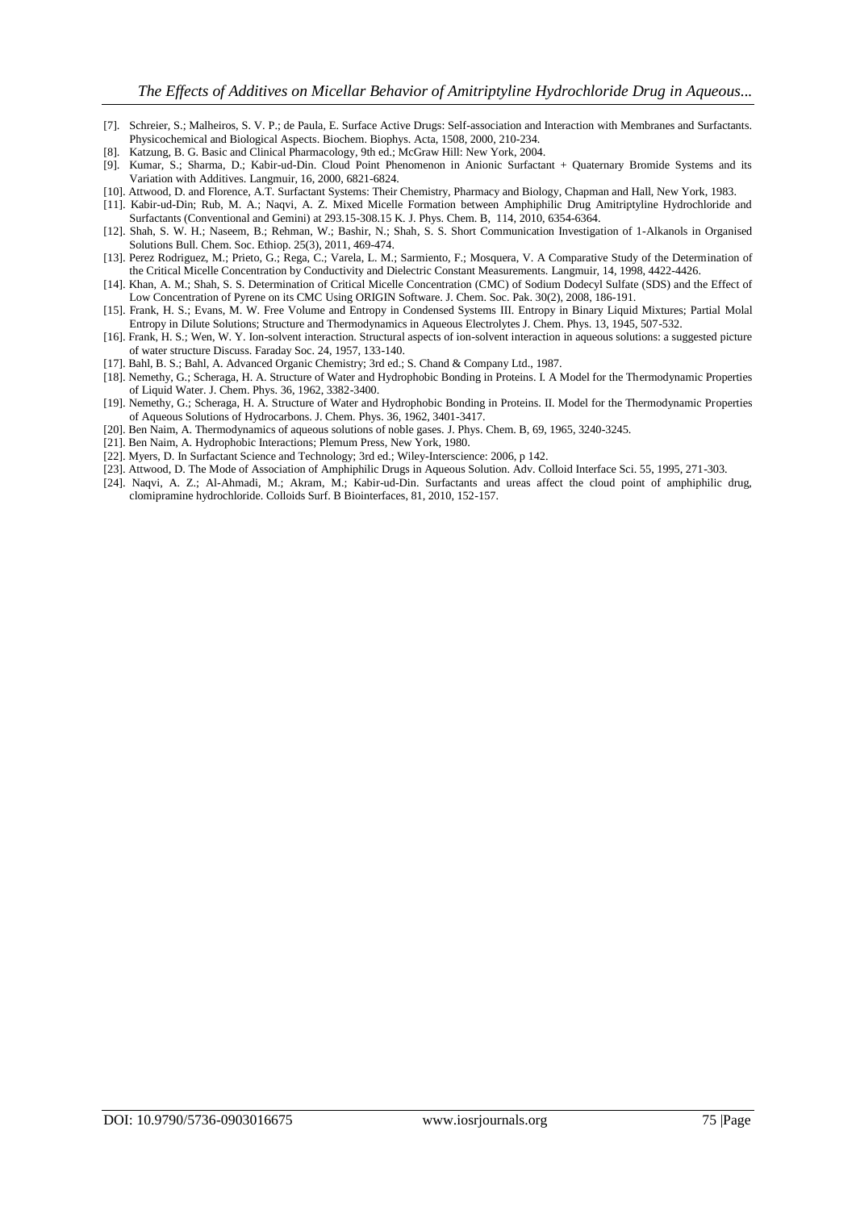[7]. Schreier, S.; Malheiros, S. V. P.; de Paula, E. Surface Active Drugs: Self-association and Interaction with Membranes and Surfactants. Physicochemical and Biological Aspects. Biochem. Biophys. Acta, 1508, 2000, 210-234.

[8]. Katzung, B. G. Basic and Clinical Pharmacology, 9th ed.; McGraw Hill: New York, 2004.

[9]. Kumar, S.; Sharma, D.; Kabir-ud-Din. Cloud Point Phenomenon in Anionic Surfactant + Quaternary Bromide Systems and its Variation with Additives. Langmuir, 16, 2000, 6821-6824.

[10]. Attwood, D. and Florence, A.T. Surfactant Systems: Their Chemistry, Pharmacy and Biology, Chapman and Hall, New York, 1983.

[11]. Kabir-ud-Din; Rub, M. A.; Naqvi, A. Z. Mixed Micelle Formation between Amphiphilic Drug Amitriptyline Hydrochloride and Surfactants (Conventional and Gemini) at 293.15-308.15 K. J. Phys. Chem. B, 114, 2010, 6354-6364.

[12]. Shah, S. W. H.; Naseem, B.; Rehman, W.; Bashir, N.; Shah, S. S. Short Communication Investigation of 1-Alkanols in Organised Solutions Bull. Chem. Soc. Ethiop. 25(3), 2011, 469-474.

[13]. Perez Rodriguez, M.; Prieto, G.; Rega, C.; Varela, L. M.; Sarmiento, F.; Mosquera, V. A Comparative Study of the Determination of the Critical Micelle Concentration by Conductivity and Dielectric Constant Measurements. Langmuir, 14, 1998, 4422-4426.

[14]. Khan, A. M.; Shah, S. S. Determination of Critical Micelle Concentration (CMC) of Sodium Dodecyl Sulfate (SDS) and the Effect of Low Concentration of Pyrene on its CMC Using ORIGIN Software. J. Chem. Soc. Pak. 30(2), 2008, 186-191.

[15]. Frank, H. S.; Evans, M. W. Free Volume and Entropy in Condensed Systems III. Entropy in Binary Liquid Mixtures; Partial Molal Entropy in Dilute Solutions; Structure and Thermodynamics in Aqueous Electrolytes J. Chem. Phys. 13, 1945, 507-532.

[16]. Frank, H. S.; Wen, W. Y. Ion-solvent interaction. Structural aspects of ion-solvent interaction in aqueous solutions: a suggested picture of water structure Discuss. Faraday Soc. 24, 1957, 133-140.

[17]. Bahl, B. S.; Bahl, A. Advanced Organic Chemistry; 3rd ed.; S. Chand & Company Ltd., 1987.

[18]. Nemethy, G.; Scheraga, H. A. Structure of Water and Hydrophobic Bonding in Proteins. I. A Model for the Thermodynamic Properties of Liquid Water. J. Chem. Phys. 36, 1962, 3382-3400.

[19]. Nemethy, G.; Scheraga, H. A. Structure of Water and Hydrophobic Bonding in Proteins. II. Model for the Thermodynamic Properties of Aqueous Solutions of Hydrocarbons. J. Chem. Phys. 36, 1962, 3401-3417.

[20]. Ben Naim, A. Thermodynamics of aqueous solutions of noble gases. J. Phys. Chem. B, 69, 1965, 3240-3245.

[21]. Ben Naim, A. Hydrophobic Interactions; Plemum Press, New York, 1980.

[22]. Myers, D. In Surfactant Science and Technology; 3rd ed.; Wiley-Interscience: 2006, p 142.

[23]. Attwood, D. The Mode of Association of Amphiphilic Drugs in Aqueous Solution. Adv. Colloid Interface Sci. 55, 1995, 271-303.

[24]. Naqvi, A. Z.; Al-Ahmadi, M.; Akram, M.; Kabir-ud-Din. Surfactants and ureas affect the cloud point of amphiphilic drug, clomipramine hydrochloride. Colloids Surf. B Biointerfaces, 81, 2010, 152-157.